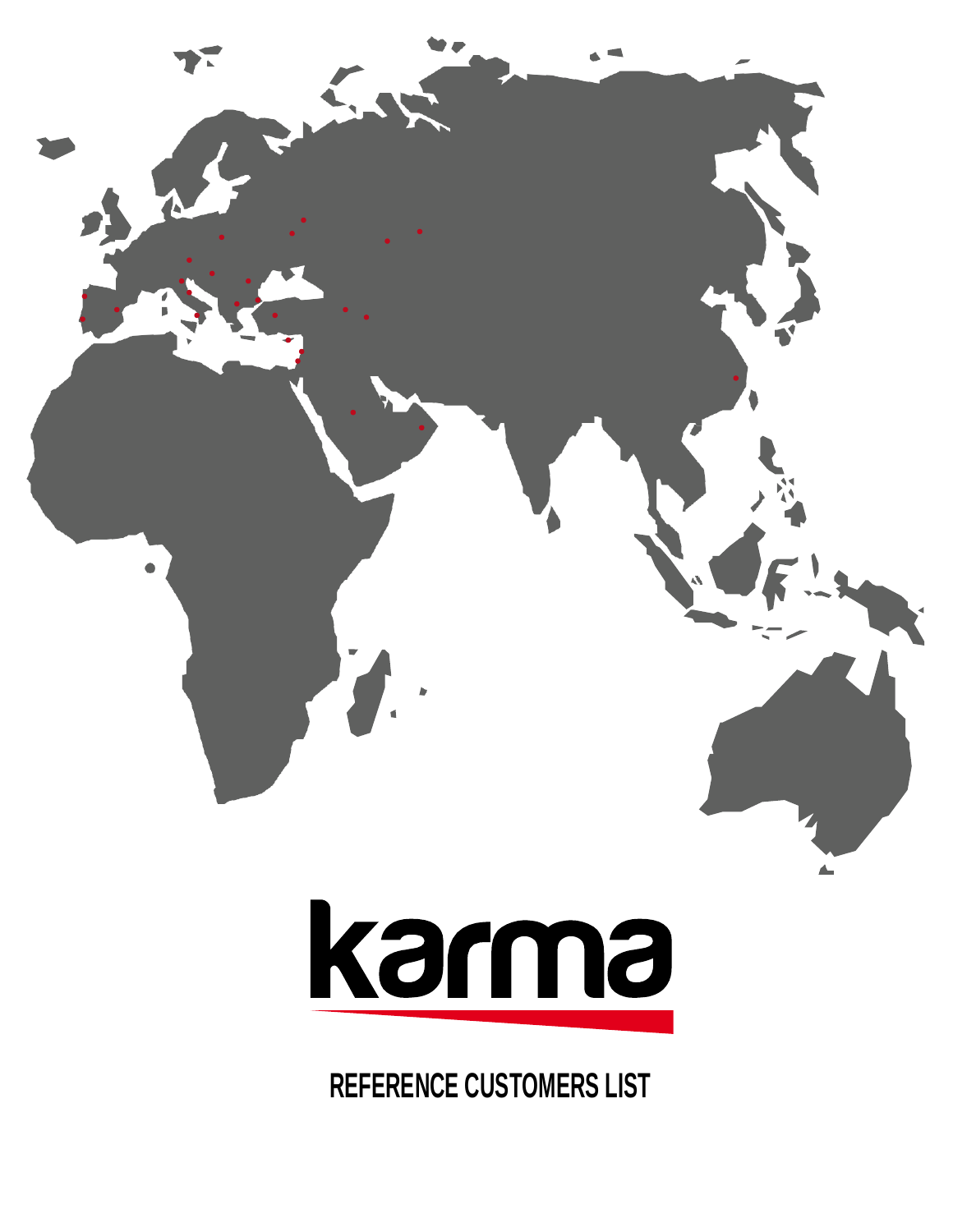# karma

## REFERENCE CUSTOMERS LIST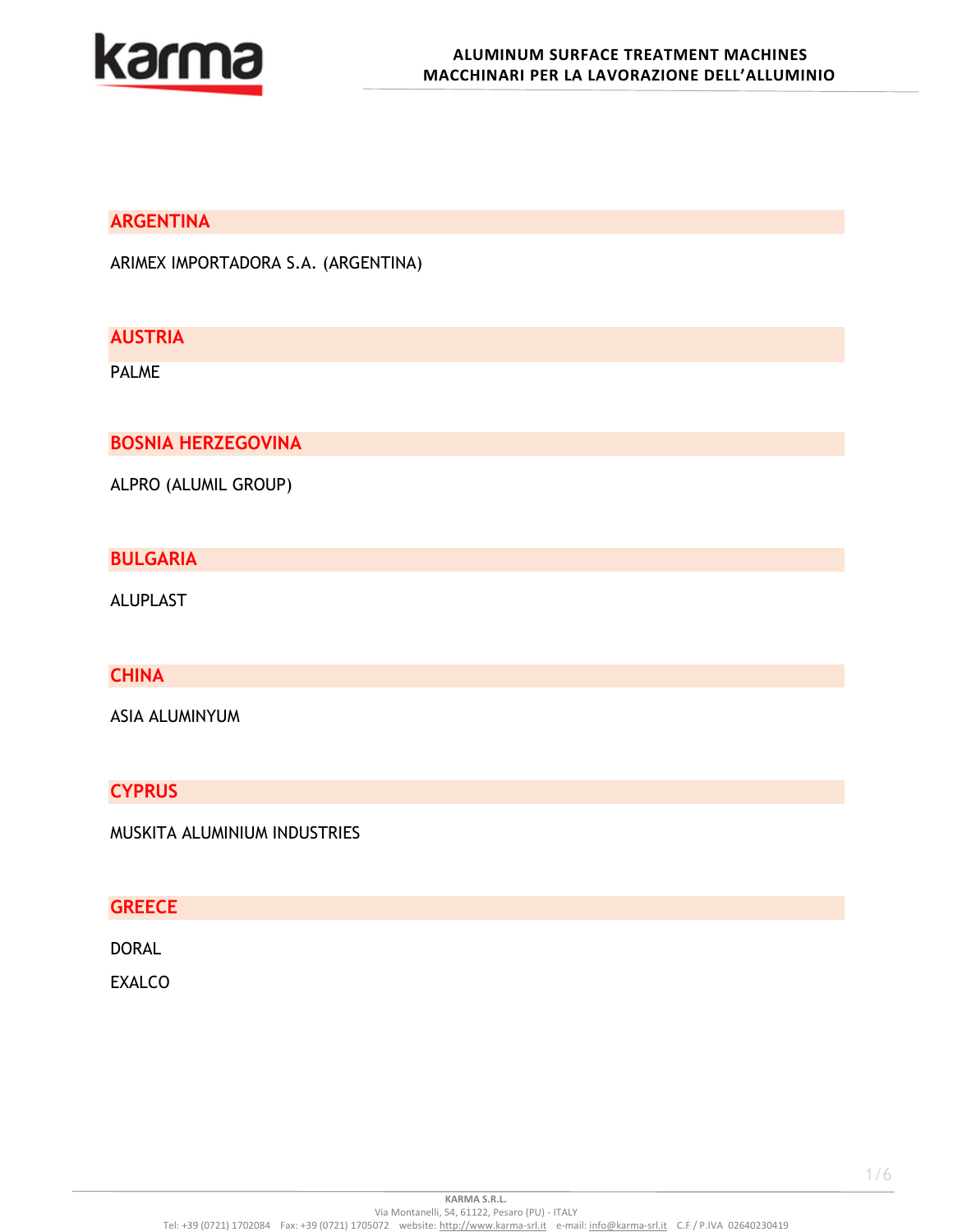## ARGENTINA

ARIMEX IMPORTADORA S.A. (ARGENTINA)

## AUSTRIA

PALME

## BOSNIA HERZEGOVINA

ALPRO (ALUMIL GROUP)

## BULGARIA

ALUPLAST

## CHINA

ASIA ALUMINYUM

## CYPRUS

MUSKITA ALUMINIUM INDUSTRIES

## GREECE

DORAL

EXALCO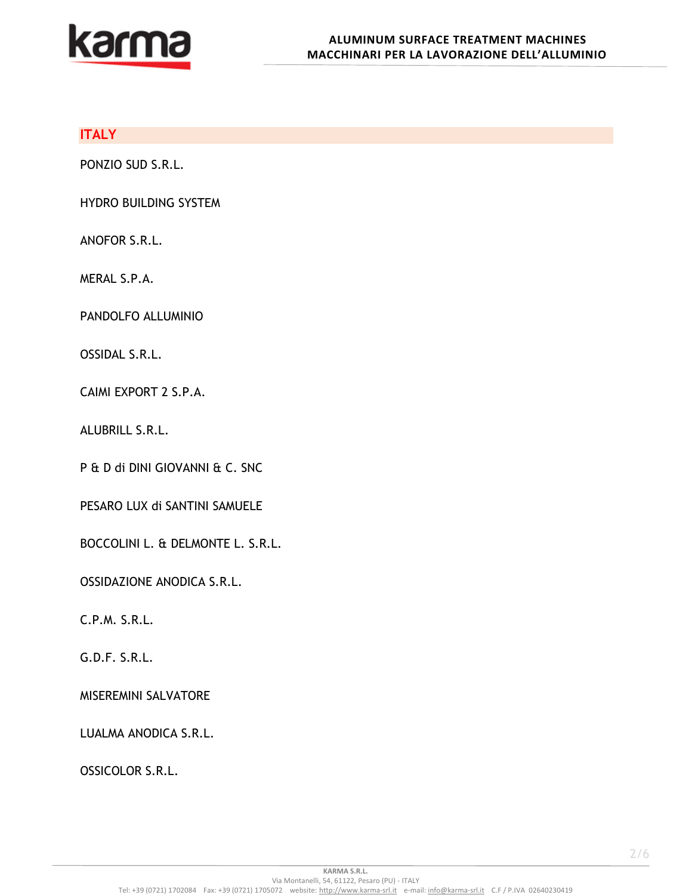## ITALY

PONZIO SUD S.R.L.

HYDRO BUILDING SYSTEM

ANOFOR S.R.L.

MERAL S.P.A.

PANDOLFO ALLUMINIO

OSSIDAL S.R.L.

CAIMI EXPORT 2 S.P.A.

ALUBRILL S.R.L.

P & D di DINI GIOVANNI & C. SNC

PESARO LUX di SANTINI SAMUELE

BOCCOLINI L. & DELMONTE L. S.R.L.

OSSIDAZIONE ANODICA S.R.L.

C.P.M. S.R.L.

G.D.F. S.R.L.

MISEREMINI SALVATORE

LUALMA ANODICA S.R.L.

OSSICOLOR S.R.L.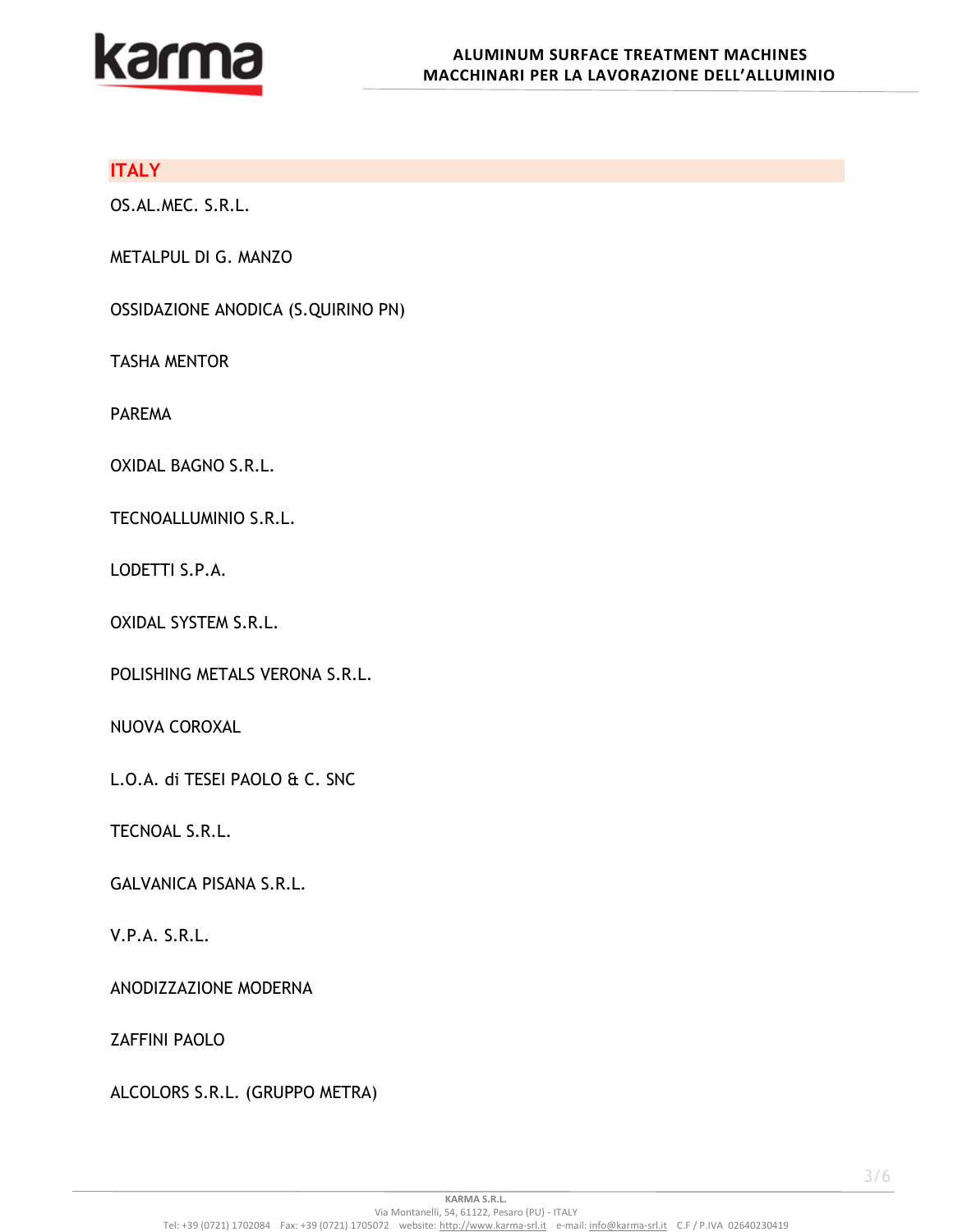## ITALY

OS.AL.MEC. S.R.L.

METALPUL DI G. MANZO

OSSIDAZIONE ANODICA (S.QUIRINO PN)

TASHA MENTOR

PAREMA

OXIDAL BAGNO S.R.L.

TECNOALLUMINIO S.R.L.

LODETTI S.P.A.

OXIDAL SYSTEM S.R.L.

POLISHING METALS VERONA S.R.L.

NUOVA COROXAL

L.O.A. di TESEI PAOLO & C. SNC

TECNOAL S.R.L.

GALVANICA PISANA S.R.L.

V.P.A. S.R.L.

ANODIZZAZIONE MODERNA

ZAFFINI PAOLO

ALCOLORS S.R.L. (GRUPPO METRA)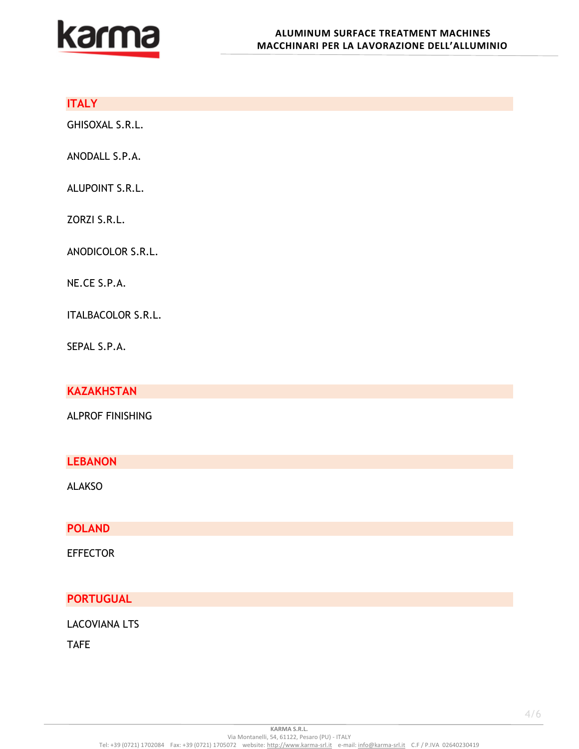## ITALY

GHISOXAL S.R.L.

ANODALL S.P.A.

ALUPOINT S.R.L.

ZORZI S.R.L.

ANODICOLOR S.R.L.

NE.CE S.P.A.

ITALBACOLOR S.R.L.

SEPAL S.P.A.

## KAZAKHSTAN

ALPROF FINISHING

## LEBANON

ALAKSO

## POLAND

EFFECTOR

## PORTUGUAL

LACOVIANA LTS

TAFE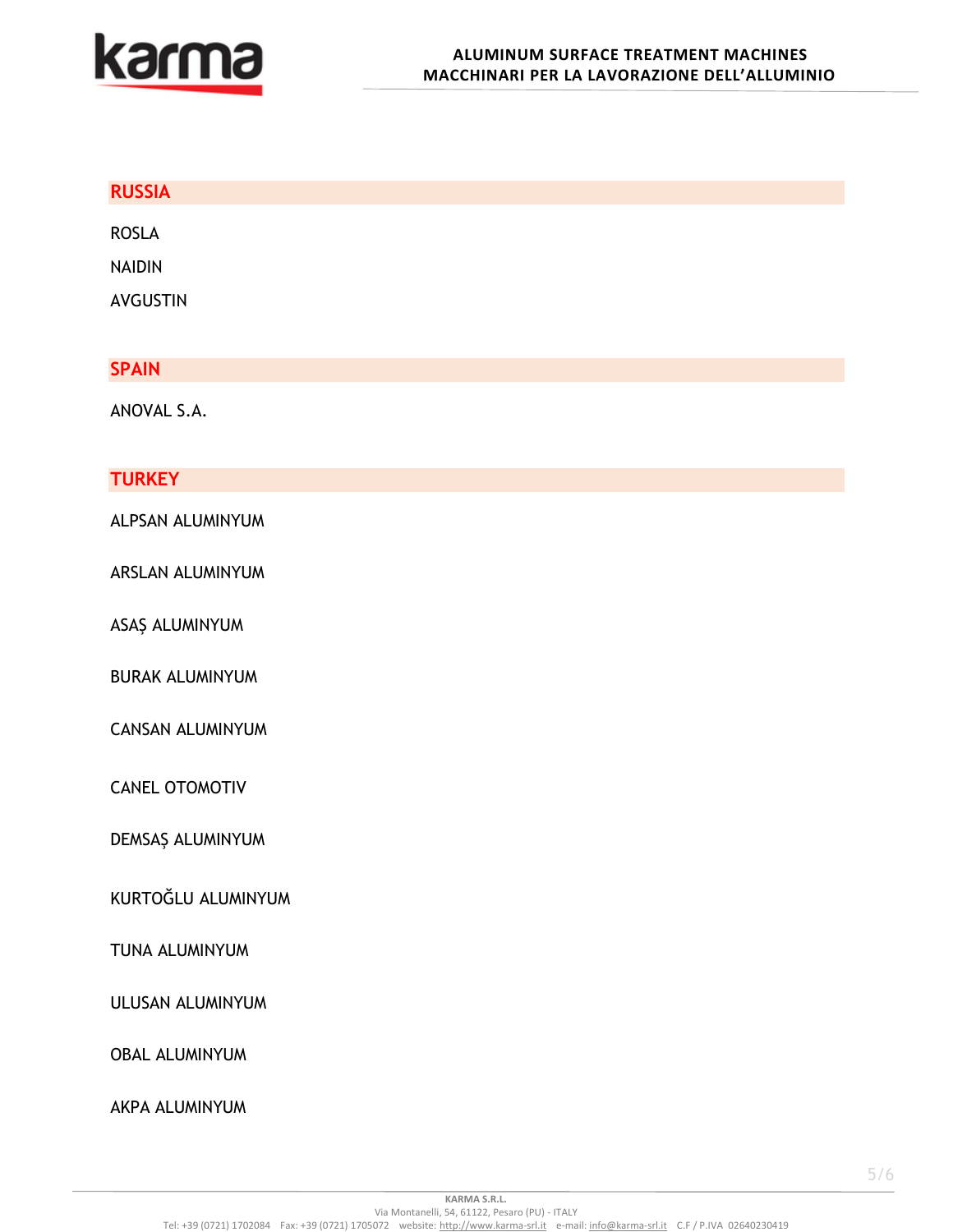## RUSSIA

ROSLA

NAIDIN

AVGUSTIN

## SPAIN

ANOVAL S.A.

## TURKEY

ALPSAN ALUMINYUM

ARSLAN ALUMINYUM

ASAŞ ALUMINYUM

BURAK ALUMINYUM

CANSAN ALUMINYUM

CANEL OTOMOTIV

DEMSAŞ ALUMINYUM

KURTOĞLU ALUMINYUM

TUNA ALUMINYUM

ULUSAN ALUMINYUM

OBAL ALUMINYUM

AKPA ALUMINYUM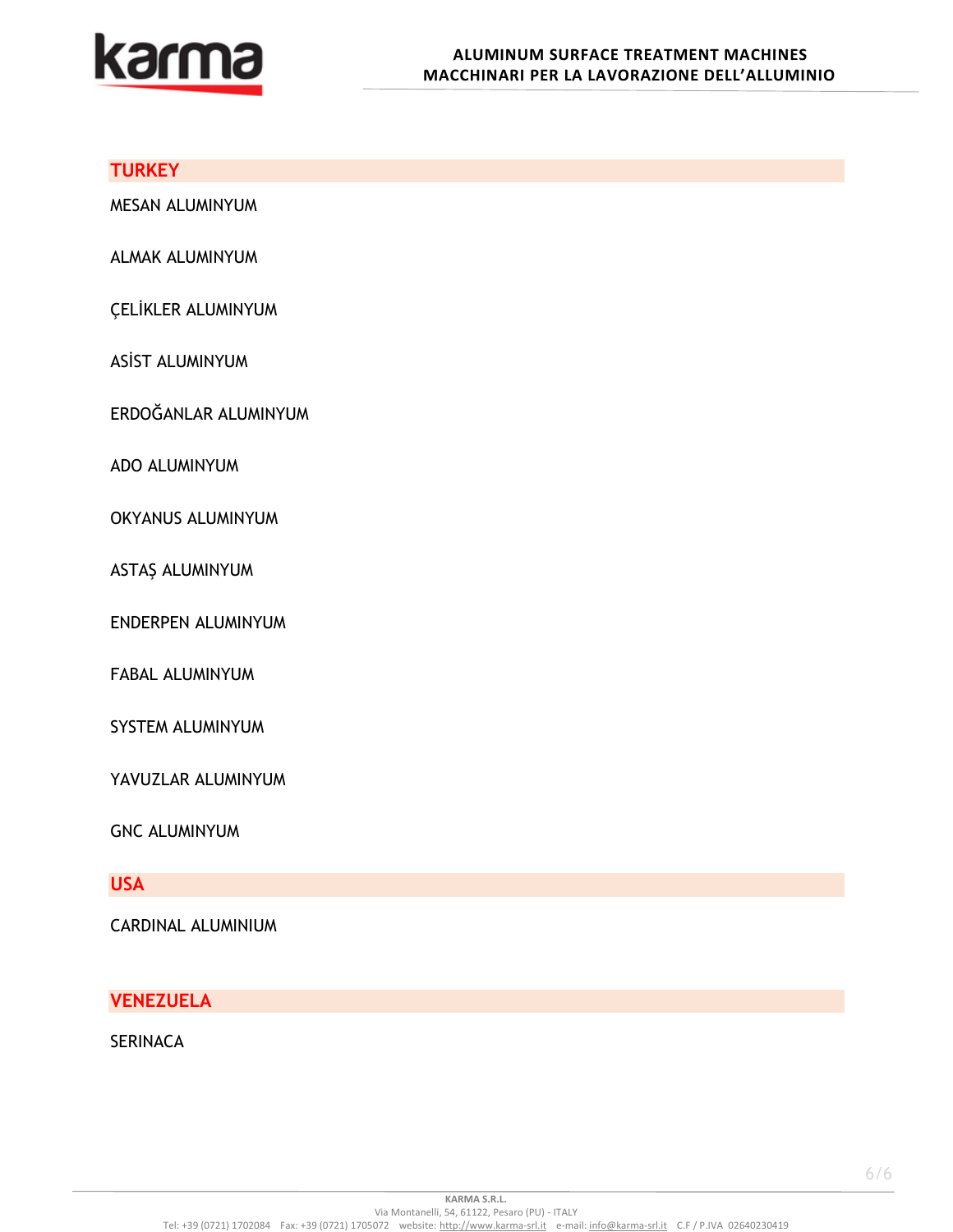## TURKEY

MESAN ALUMINYUM

ALMAK ALUMINYUM

ÇELİKLER ALUMINYUM

ASİST ALUMINYUM

ERDOĞANLAR ALUMINYUM

ADO ALUMINYUM

OKYANUS ALUMINYUM

ASTAŞ ALUMINYUM

ENDERPEN ALUMINYUM

FABAL ALUMINYUM

SYSTEM ALUMINYUM

YAVUZLAR ALUMINYUM

GNC ALUMINYUM

## USA

CARDINAL ALUMINIUM

## VENEZUELA

SERINACA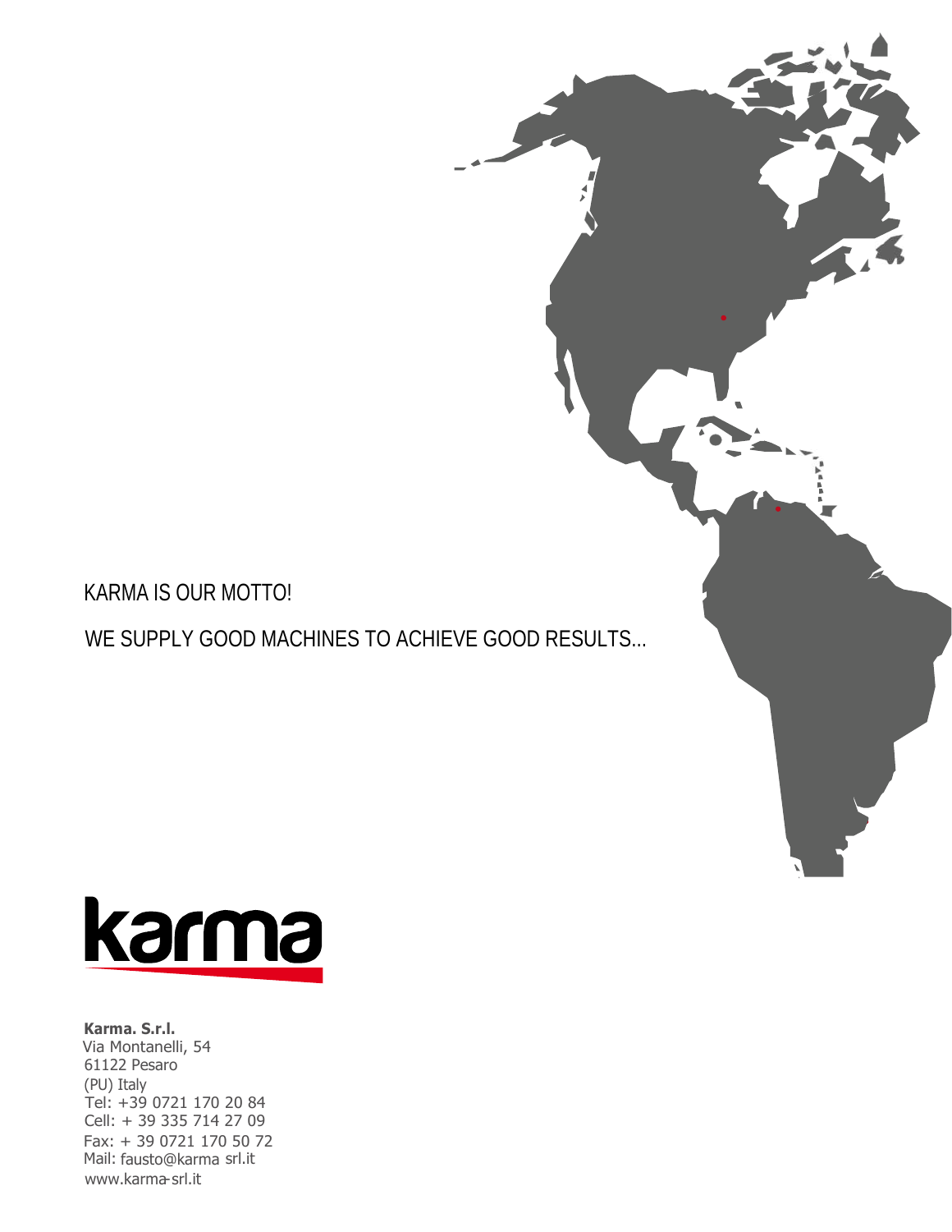KARMA IS OUR MOTTO!

WE SUPPLY GOOD MACHINES TO ACHIEVE GOOD RESULTS...

karma

**Karma. S.r.l.**
Via Montanelli, 54
61122 Pesaro
(PU) Italy
Tel: +39 0721 170 20 84
Cell: + 39 335 714 27 09
Fax: + 39 0721 170 50 72
Mail: fausto@karma srl.it
www.karma-srl.it